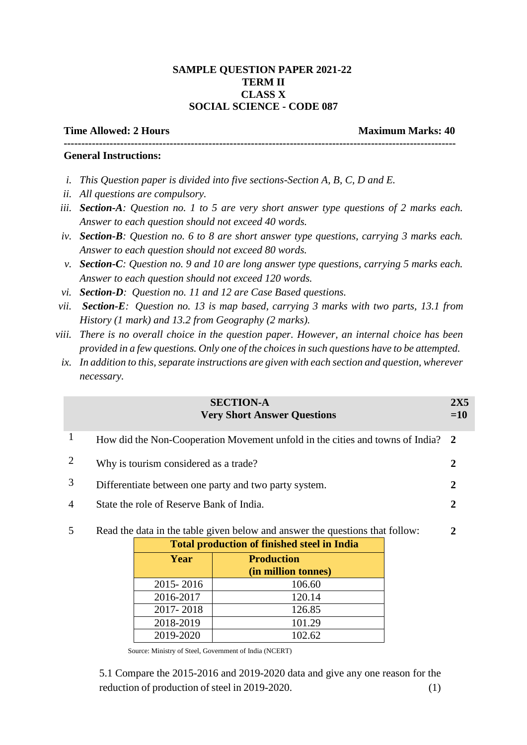**SAMPLE QUESTION PAPER 2021-22**
**TERM II**
**CLASS X**
**SOCIAL SCIENCE - CODE 087**

**Time Allowed: 2 Hours** **Maximum Marks: 40**

---

**General Instructions:**

i. *This Question paper is divided into five sections-Section A, B, C, D and E.*
ii. *All questions are compulsory.*
iii. ***Section-A**: Question no. 1 to 5 are very short answer type questions of 2 marks each. Answer to each question should not exceed 40 words.*
iv. ***Section-B**: Question no. 6 to 8 are short answer type questions, carrying 3 marks each. Answer to each question should not exceed 80 words.*
v. ***Section-C**: Question no. 9 and 10 are long answer type questions, carrying 5 marks each. Answer to each question should not exceed 120 words.*
vi. ***Section-D**: Question no. 11 and 12 are Case Based questions.*
vii. ***Section-E**: Question no. 13 is map based, carrying 3 marks with two parts, 13.1 from History (1 mark) and 13.2 from Geography (2 marks).*
viii. *There is no overall choice in the question paper. However, an internal choice has been provided in a few questions. Only one of the choices in such questions have to be attempted.*
ix. *In addition to this, separate instructions are given with each section and question, wherever necessary.*

## SECTION-A
### Very Short Answer Questions **2X5 =10**

1. How did the Non-Cooperation Movement unfold in the cities and towns of India? **2**

2. Why is tourism considered as a trade? **2**

3. Differentiate between one party and two party system. **2**

4. State the role of Reserve Bank of India. **2**

5. Read the data in the table given below and answer the questions that follow: **2**

| **Total production of finished steel in India** | |
|---|---|
| **Year** | **Production (in million tonnes)** |
| 2015- 2016 | 106.60 |
| 2016-2017 | 120.14 |
| 2017- 2018 | 126.85 |
| 2018-2019 | 101.29 |
| 2019-2020 | 102.62 |

Source: Ministry of Steel, Government of India (NCERT)

5.1 Compare the 2015-2016 and 2019-2020 data and give any one reason for the reduction of production of steel in 2019-2020. (1)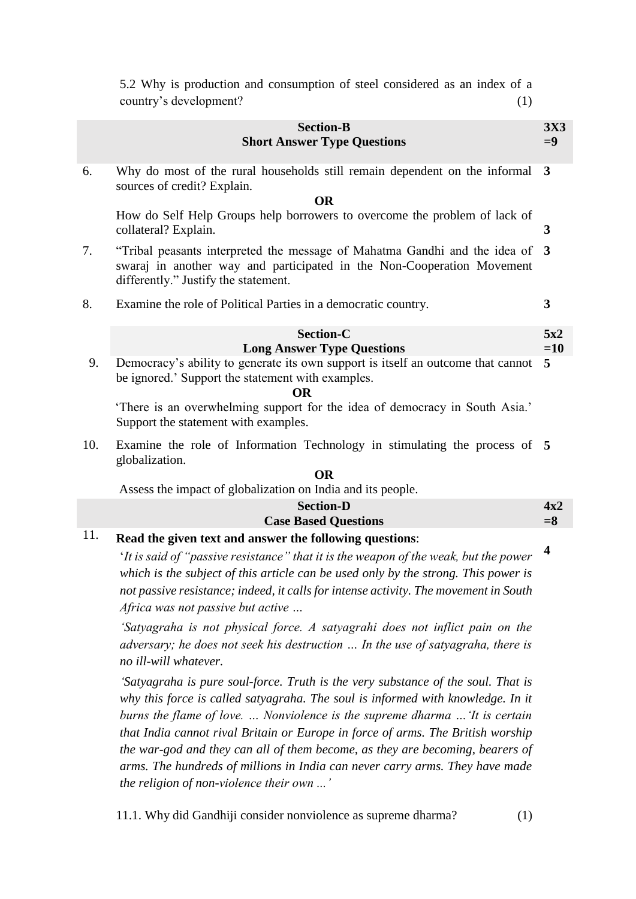5.2 Why is production and consumption of steel considered as an index of a country's development? (1)

## Section-B
## Short Answer Type Questions (3X3 =9)

6. Why do most of the rural households still remain dependent on the informal sources of credit? Explain. **3**

**OR**

How do Self Help Groups help borrowers to overcome the problem of lack of collateral? Explain. **3**

7. "Tribal peasants interpreted the message of Mahatma Gandhi and the idea of swaraj in another way and participated in the Non-Cooperation Movement differently." Justify the statement. **3**

8. Examine the role of Political Parties in a democratic country. **3**

## Section-C
## Long Answer Type Questions (5x2 =10)

9. Democracy's ability to generate its own support is itself an outcome that cannot be ignored.' Support the statement with examples. **5**

**OR**

'There is an overwhelming support for the idea of democracy in South Asia.' Support the statement with examples.

10. Examine the role of Information Technology in stimulating the process of globalization. **5**

**OR**

Assess the impact of globalization on India and its people.

## Section-D
## Case Based Questions (4x2 =8)

11. **Read the given text and answer the following questions**: **4**

'*It is said of "passive resistance" that it is the weapon of the weak, but the power which is the subject of this article can be used only by the strong. This power is not passive resistance; indeed, it calls for intense activity. The movement in South Africa was not passive but active …*

*'Satyagraha is not physical force. A satyagrahi does not inflict pain on the adversary; he does not seek his destruction … In the use of satyagraha, there is no ill-will whatever.*

*'Satyagraha is pure soul-force. Truth is the very substance of the soul. That is why this force is called satyagraha. The soul is informed with knowledge. In it burns the flame of love. … Nonviolence is the supreme dharma …'It is certain that India cannot rival Britain or Europe in force of arms. The British worship the war-god and they can all of them become, as they are becoming, bearers of arms. The hundreds of millions in India can never carry arms. They have made the religion of non-violence their own ...'*

11.1. Why did Gandhiji consider nonviolence as supreme dharma? (1)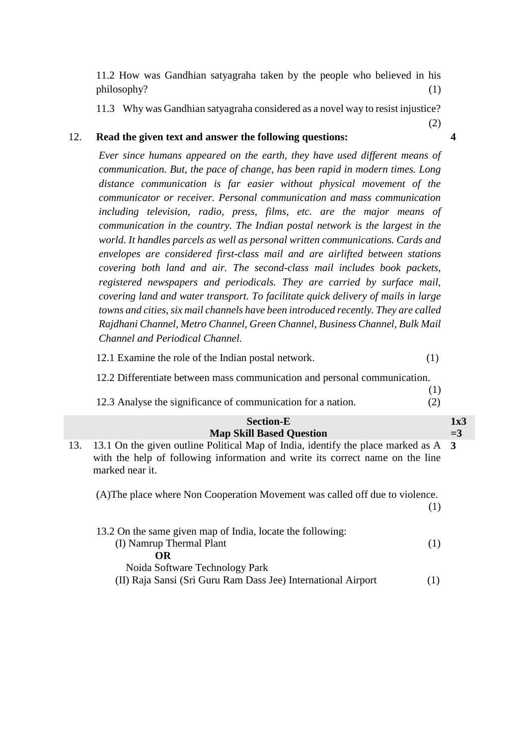11.2 How was Gandhian satyagraha taken by the people who believed in his philosophy? (1)

11.3 Why was Gandhian satyagraha considered as a novel way to resist injustice? (2)

12. **Read the given text and answer the following questions:** **4**

*Ever since humans appeared on the earth, they have used different means of communication. But, the pace of change, has been rapid in modern times. Long distance communication is far easier without physical movement of the communicator or receiver. Personal communication and mass communication including television, radio, press, films, etc. are the major means of communication in the country. The Indian postal network is the largest in the world. It handles parcels as well as personal written communications. Cards and envelopes are considered first-class mail and are airlifted between stations covering both land and air. The second-class mail includes book packets, registered newspapers and periodicals. They are carried by surface mail, covering land and water transport. To facilitate quick delivery of mails in large towns and cities, six mail channels have been introduced recently. They are called Rajdhani Channel, Metro Channel, Green Channel, Business Channel, Bulk Mail Channel and Periodical Channel.*

12.1 Examine the role of the Indian postal network. (1)

12.2 Differentiate between mass communication and personal communication. (1)

12.3 Analyse the significance of communication for a nation. (2)

## Section-E
## Map Skill Based Question **1x3 =3**

13. 13.1 On the given outline Political Map of India, identify the place marked as A with the help of following information and write its correct name on the line marked near it. **3**

(A)The place where Non Cooperation Movement was called off due to violence. (1)

13.2 On the same given map of India, locate the following:

(I) Namrup Thermal Plant (1)

**OR**

Noida Software Technology Park

(II) Raja Sansi (Sri Guru Ram Dass Jee) International Airport (1)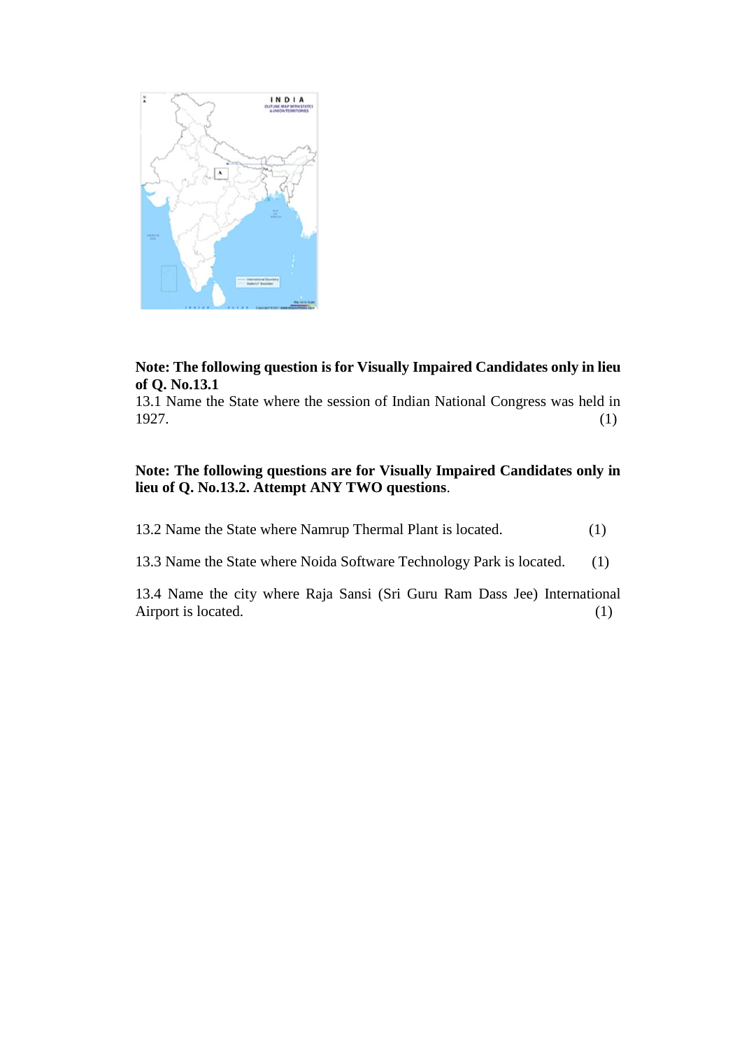**Note: The following question is for Visually Impaired Candidates only in lieu of Q. No.13.1**

13.1 Name the State where the session of Indian National Congress was held in 1927. (1)

**Note: The following questions are for Visually Impaired Candidates only in lieu of Q. No.13.2. Attempt ANY TWO questions**.

13.2 Name the State where Namrup Thermal Plant is located. (1)

13.3 Name the State where Noida Software Technology Park is located. (1)

13.4 Name the city where Raja Sansi (Sri Guru Ram Dass Jee) International Airport is located. (1)